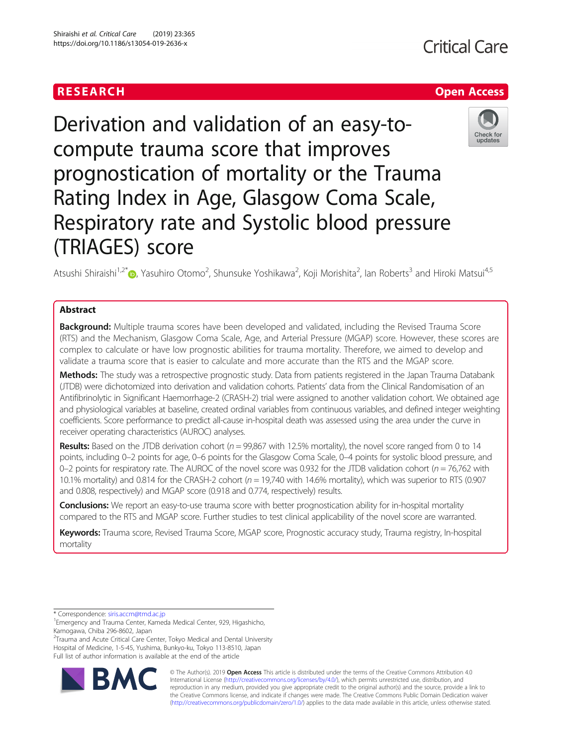RESEARCH Open Access

# Derivation and validation of an easy-to-compute trauma score that improves prognostication of mortality or the Trauma Rating Index in Age, Glasgow Coma Scale, Respiratory rate and Systolic blood pressure (TRIAGES) score

Atsushi Shiraishi[1,2*], Yasuhiro Otomo[2], Shunsuke Yoshikawa[2], Koji Morishita[2], Ian Roberts[3] and Hiroki Matsui[4,5]

## Abstract

**Background:** Multiple trauma scores have been developed and validated, including the Revised Trauma Score (RTS) and the Mechanism, Glasgow Coma Scale, Age, and Arterial Pressure (MGAP) score. However, these scores are complex to calculate or have low prognostic abilities for trauma mortality. Therefore, we aimed to develop and validate a trauma score that is easier to calculate and more accurate than the RTS and the MGAP score.

**Methods:** The study was a retrospective prognostic study. Data from patients registered in the Japan Trauma Databank (JTDB) were dichotomized into derivation and validation cohorts. Patients' data from the Clinical Randomisation of an Antifibrinolytic in Significant Haemorrhage-2 (CRASH-2) trial were assigned to another validation cohort. We obtained age and physiological variables at baseline, created ordinal variables from continuous variables, and defined integer weighting coefficients. Score performance to predict all-cause in-hospital death was assessed using the area under the curve in receiver operating characteristics (AUROC) analyses.

**Results:** Based on the JTDB derivation cohort (*n* = 99,867 with 12.5% mortality), the novel score ranged from 0 to 14 points, including 0–2 points for age, 0–6 points for the Glasgow Coma Scale, 0–4 points for systolic blood pressure, and 0–2 points for respiratory rate. The AUROC of the novel score was 0.932 for the JTDB validation cohort (*n* = 76,762 with 10.1% mortality) and 0.814 for the CRASH-2 cohort (*n* = 19,740 with 14.6% mortality), which was superior to RTS (0.907 and 0.808, respectively) and MGAP score (0.918 and 0.774, respectively) results.

**Conclusions:** We report an easy-to-use trauma score with better prognostication ability for in-hospital mortality compared to the RTS and MGAP score. Further studies to test clinical applicability of the novel score are warranted.

**Keywords:** Trauma score, Revised Trauma Score, MGAP score, Prognostic accuracy study, Trauma registry, In-hospital mortality

---

* Correspondence: siris.accm@tmd.ac.jp

[1]Emergency and Trauma Center, Kameda Medical Center, 929, Higashicho, Kamogawa, Chiba 296-8602, Japan

[2]Trauma and Acute Critical Care Center, Tokyo Medical and Dental University Hospital of Medicine, 1-5-45, Yushima, Bunkyo-ku, Tokyo 113-8510, Japan

Full list of author information is available at the end of the article

© The Author(s). 2019 **Open Access** This article is distributed under the terms of the Creative Commons Attribution 4.0 International License (http://creativecommons.org/licenses/by/4.0/), which permits unrestricted use, distribution, and reproduction in any medium, provided you give appropriate credit to the original author(s) and the source, provide a link to the Creative Commons license, and indicate if changes were made. The Creative Commons Public Domain Dedication waiver (http://creativecommons.org/publicdomain/zero/1.0/) applies to the data made available in this article, unless otherwise stated.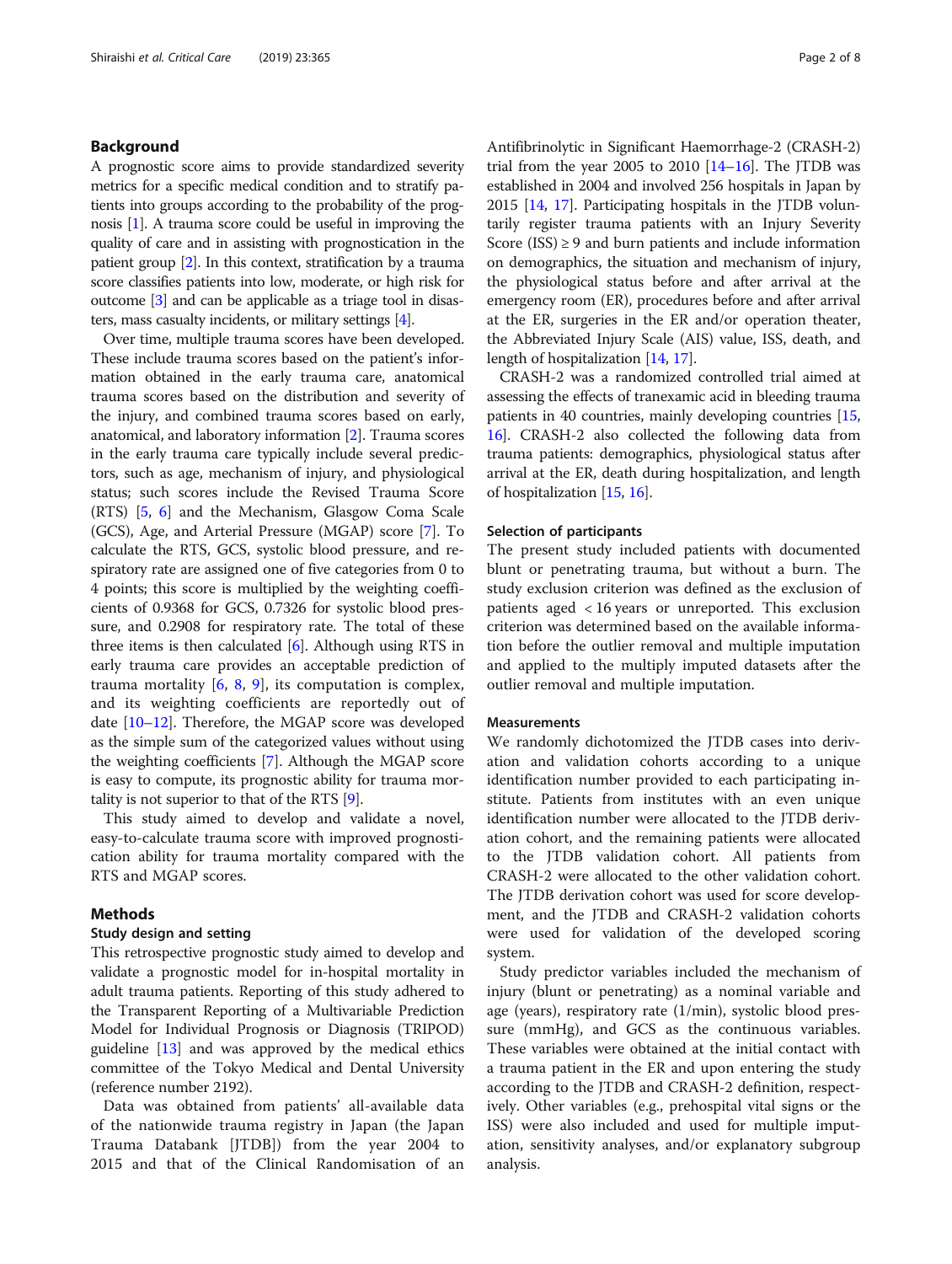## Background

A prognostic score aims to provide standardized severity metrics for a specific medical condition and to stratify patients into groups according to the probability of the prognosis [1]. A trauma score could be useful in improving the quality of care and in assisting with prognostication in the patient group [2]. In this context, stratification by a trauma score classifies patients into low, moderate, or high risk for outcome [3] and can be applicable as a triage tool in disasters, mass casualty incidents, or military settings [4].

Over time, multiple trauma scores have been developed. These include trauma scores based on the patient's information obtained in the early trauma care, anatomical trauma scores based on the distribution and severity of the injury, and combined trauma scores based on early, anatomical, and laboratory information [2]. Trauma scores in the early trauma care typically include several predictors, such as age, mechanism of injury, and physiological status; such scores include the Revised Trauma Score (RTS) [5, 6] and the Mechanism, Glasgow Coma Scale (GCS), Age, and Arterial Pressure (MGAP) score [7]. To calculate the RTS, GCS, systolic blood pressure, and respiratory rate are assigned one of five categories from 0 to 4 points; this score is multiplied by the weighting coefficients of 0.9368 for GCS, 0.7326 for systolic blood pressure, and 0.2908 for respiratory rate. The total of these three items is then calculated [6]. Although using RTS in early trauma care provides an acceptable prediction of trauma mortality [6, 8, 9], its computation is complex, and its weighting coefficients are reportedly out of date [10–12]. Therefore, the MGAP score was developed as the simple sum of the categorized values without using the weighting coefficients [7]. Although the MGAP score is easy to compute, its prognostic ability for trauma mortality is not superior to that of the RTS [9].

This study aimed to develop and validate a novel, easy-to-calculate trauma score with improved prognostication ability for trauma mortality compared with the RTS and MGAP scores.

## Methods

### Study design and setting

This retrospective prognostic study aimed to develop and validate a prognostic model for in-hospital mortality in adult trauma patients. Reporting of this study adhered to the Transparent Reporting of a Multivariable Prediction Model for Individual Prognosis or Diagnosis (TRIPOD) guideline [13] and was approved by the medical ethics committee of the Tokyo Medical and Dental University (reference number 2192).

Data was obtained from patients' all-available data of the nationwide trauma registry in Japan (the Japan Trauma Databank [JTDB]) from the year 2004 to 2015 and that of the Clinical Randomisation of an Antifibrinolytic in Significant Haemorrhage-2 (CRASH-2) trial from the year 2005 to 2010 [14–16]. The JTDB was established in 2004 and involved 256 hospitals in Japan by 2015 [14, 17]. Participating hospitals in the JTDB voluntarily register trauma patients with an Injury Severity Score (ISS) ≥ 9 and burn patients and include information on demographics, the situation and mechanism of injury, the physiological status before and after arrival at the emergency room (ER), procedures before and after arrival at the ER, surgeries in the ER and/or operation theater, the Abbreviated Injury Scale (AIS) value, ISS, death, and length of hospitalization [14, 17].

CRASH-2 was a randomized controlled trial aimed at assessing the effects of tranexamic acid in bleeding trauma patients in 40 countries, mainly developing countries [15, 16]. CRASH-2 also collected the following data from trauma patients: demographics, physiological status after arrival at the ER, death during hospitalization, and length of hospitalization [15, 16].

### Selection of participants

The present study included patients with documented blunt or penetrating trauma, but without a burn. The study exclusion criterion was defined as the exclusion of patients aged < 16 years or unreported. This exclusion criterion was determined based on the available information before the outlier removal and multiple imputation and applied to the multiply imputed datasets after the outlier removal and multiple imputation.

### Measurements

We randomly dichotomized the JTDB cases into derivation and validation cohorts according to a unique identification number provided to each participating institute. Patients from institutes with an even unique identification number were allocated to the JTDB derivation cohort, and the remaining patients were allocated to the JTDB validation cohort. All patients from CRASH-2 were allocated to the other validation cohort. The JTDB derivation cohort was used for score development, and the JTDB and CRASH-2 validation cohorts were used for validation of the developed scoring system.

Study predictor variables included the mechanism of injury (blunt or penetrating) as a nominal variable and age (years), respiratory rate (1/min), systolic blood pressure (mmHg), and GCS as the continuous variables. These variables were obtained at the initial contact with a trauma patient in the ER and upon entering the study according to the JTDB and CRASH-2 definition, respectively. Other variables (e.g., prehospital vital signs or the ISS) were also included and used for multiple imputation, sensitivity analyses, and/or explanatory subgroup analysis.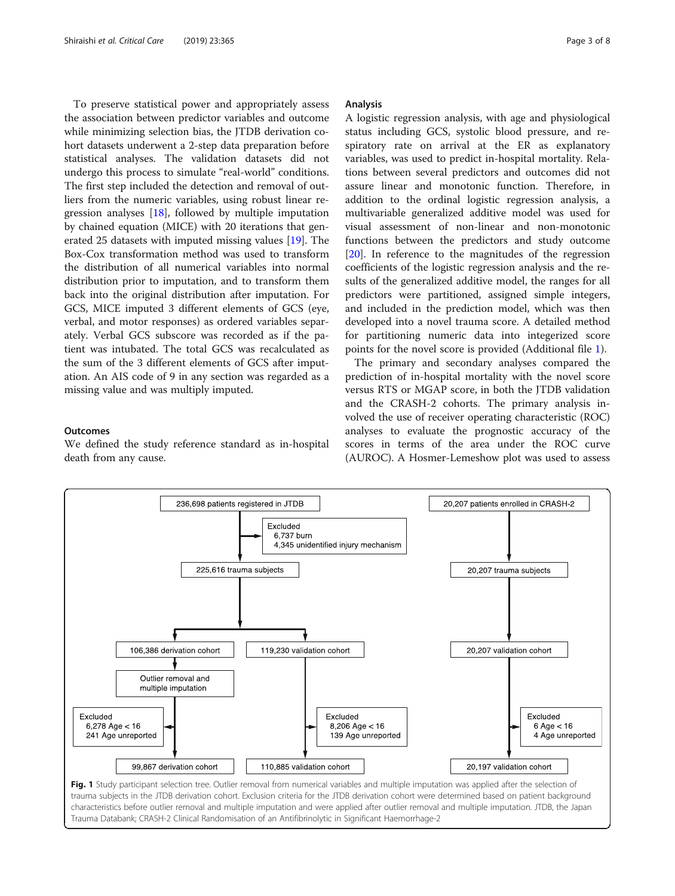To preserve statistical power and appropriately assess the association between predictor variables and outcome while minimizing selection bias, the JTDB derivation cohort datasets underwent a 2-step data preparation before statistical analyses. The validation datasets did not undergo this process to simulate "real-world" conditions. The first step included the detection and removal of outliers from the numeric variables, using robust linear regression analyses [18], followed by multiple imputation by chained equation (MICE) with 20 iterations that generated 25 datasets with imputed missing values [19]. The Box-Cox transformation method was used to transform the distribution of all numerical variables into normal distribution prior to imputation, and to transform them back into the original distribution after imputation. For GCS, MICE imputed 3 different elements of GCS (eye, verbal, and motor responses) as ordered variables separately. Verbal GCS subscore was recorded as if the patient was intubated. The total GCS was recalculated as the sum of the 3 different elements of GCS after imputation. An AIS code of 9 in any section was regarded as a missing value and was multiply imputed.

### Outcomes

We defined the study reference standard as in-hospital death from any cause.

### Analysis

A logistic regression analysis, with age and physiological status including GCS, systolic blood pressure, and respiratory rate on arrival at the ER as explanatory variables, was used to predict in-hospital mortality. Relations between several predictors and outcomes did not assure linear and monotonic function. Therefore, in addition to the ordinal logistic regression analysis, a multivariable generalized additive model was used for visual assessment of non-linear and non-monotonic functions between the predictors and study outcome [20]. In reference to the magnitudes of the regression coefficients of the logistic regression analysis and the results of the generalized additive model, the ranges for all predictors were partitioned, assigned simple integers, and included in the prediction model, which was then developed into a novel trauma score. A detailed method for partitioning numeric data into integerized score points for the novel score is provided (Additional file 1).

The primary and secondary analyses compared the prediction of in-hospital mortality with the novel score versus RTS or MGAP score, in both the JTDB validation and the CRASH-2 cohorts. The primary analysis involved the use of receiver operating characteristic (ROC) analyses to evaluate the prognostic accuracy of the scores in terms of the area under the ROC curve (AUROC). A Hosmer-Lemeshow plot was used to assess

236,698 patients registered in JTDB → Excluded: 6,737 burn; 4,345 unidentified injury mechanism → 225,616 trauma subjects → 106,386 derivation cohort → Outlier removal and multiple imputation → Excluded: 6,278 Age < 16; 241 Age unreported → 99,867 derivation cohort

225,616 trauma subjects → 119,230 validation cohort → Excluded: 8,206 Age < 16; 139 Age unreported → 110,885 validation cohort

20,207 patients enrolled in CRASH-2 → 20,207 trauma subjects → 20,207 validation cohort → Excluded: 6 Age < 16; 4 Age unreported → 20,197 validation cohort

**Fig. 1** Study participant selection tree. Outlier removal from numerical variables and multiple imputation was applied after the selection of trauma subjects in the JTDB derivation cohort. Exclusion criteria for the JTDB derivation cohort were determined based on patient background characteristics before outlier removal and multiple imputation and were applied after outlier removal and multiple imputation. JTDB, the Japan Trauma Databank; CRASH-2 Clinical Randomisation of an Antifibrinolytic in Significant Haemorrhage-2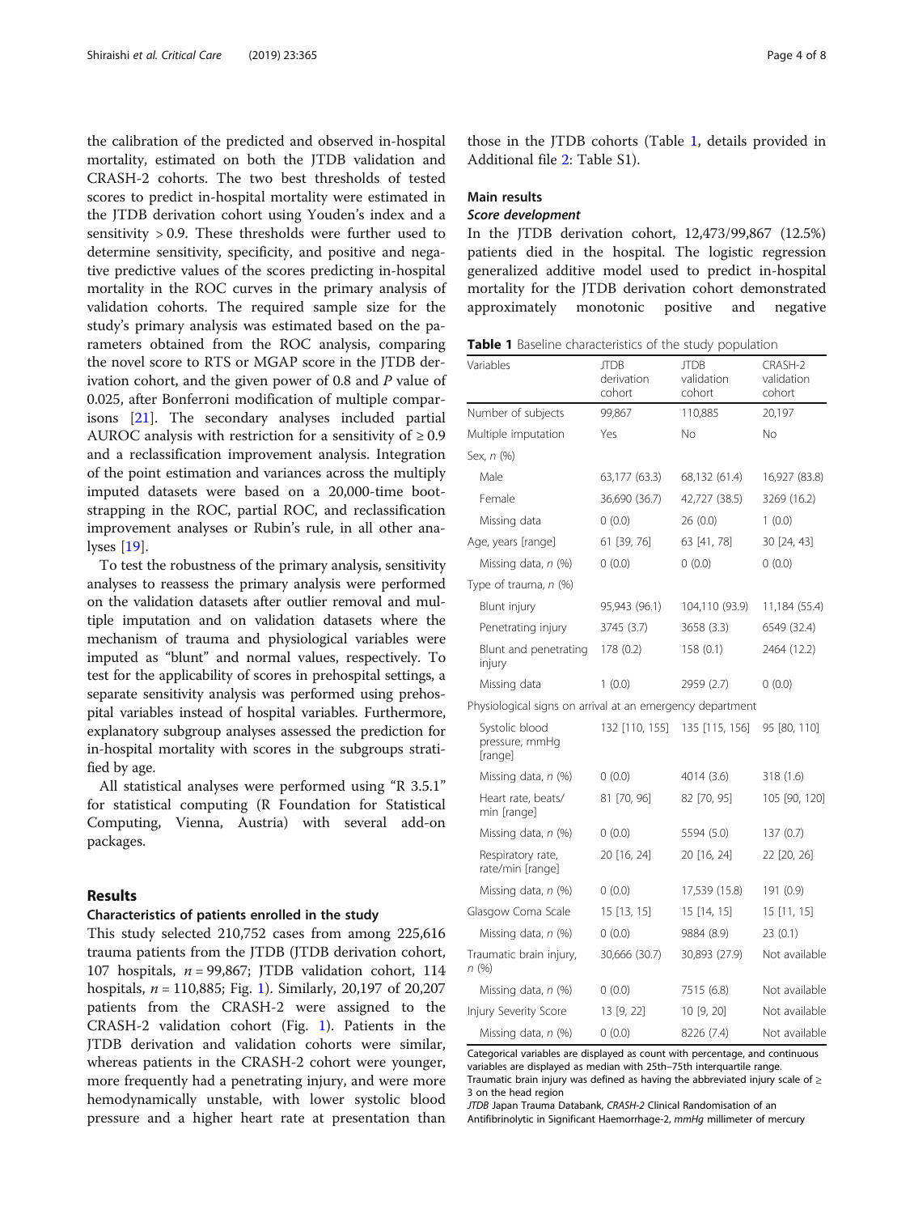the calibration of the predicted and observed in-hospital mortality, estimated on both the JTDB validation and CRASH-2 cohorts. The two best thresholds of tested scores to predict in-hospital mortality were estimated in the JTDB derivation cohort using Youden's index and a sensitivity > 0.9. These thresholds were further used to determine sensitivity, specificity, and positive and negative predictive values of the scores predicting in-hospital mortality in the ROC curves in the primary analysis of validation cohorts. The required sample size for the study's primary analysis was estimated based on the parameters obtained from the ROC analysis, comparing the novel score to RTS or MGAP score in the JTDB derivation cohort, and the given power of 0.8 and *P* value of 0.025, after Bonferroni modification of multiple comparisons [21]. The secondary analyses included partial AUROC analysis with restriction for a sensitivity of ≥ 0.9 and a reclassification improvement analysis. Integration of the point estimation and variances across the multiply imputed datasets were based on a 20,000-time bootstrapping in the ROC, partial ROC, and reclassification improvement analyses or Rubin's rule, in all other analyses [19].

To test the robustness of the primary analysis, sensitivity analyses to reassess the primary analysis were performed on the validation datasets after outlier removal and multiple imputation and on validation datasets where the mechanism of trauma and physiological variables were imputed as "blunt" and normal values, respectively. To test for the applicability of scores in prehospital settings, a separate sensitivity analysis was performed using prehospital variables instead of hospital variables. Furthermore, explanatory subgroup analyses assessed the prediction for in-hospital mortality with scores in the subgroups stratified by age.

All statistical analyses were performed using "R 3.5.1" for statistical computing (R Foundation for Statistical Computing, Vienna, Austria) with several add-on packages.

## Results

### Characteristics of patients enrolled in the study

This study selected 210,752 cases from among 225,616 trauma patients from the JTDB (JTDB derivation cohort, 107 hospitals, $n = 99{,}867$; JTDB validation cohort, 114 hospitals, $n = 110{,}885$; Fig. 1). Similarly, 20,197 of 20,207 patients from the CRASH-2 were assigned to the CRASH-2 validation cohort (Fig. 1). Patients in the JTDB derivation and validation cohorts were similar, whereas patients in the CRASH-2 cohort were younger, more frequently had a penetrating injury, and were more hemodynamically unstable, with lower systolic blood pressure and a higher heart rate at presentation than those in the JTDB cohorts (Table 1, details provided in Additional file 2: Table S1).

### Main results

#### *Score development*

In the JTDB derivation cohort, 12,473/99,867 (12.5%) patients died in the hospital. The logistic regression generalized additive model used to predict in-hospital mortality for the JTDB derivation cohort demonstrated approximately monotonic positive and negative

**Table 1** Baseline characteristics of the study population

| Variables | JTDB derivation cohort | JTDB validation cohort | CRASH-2 validation cohort |
|---|---|---|---|
| Number of subjects | 99,867 | 110,885 | 20,197 |
| Multiple imputation | Yes | No | No |
| Sex, *n* (%) | | | |
| Male | 63,177 (63.3) | 68,132 (61.4) | 16,927 (83.8) |
| Female | 36,690 (36.7) | 42,727 (38.5) | 3269 (16.2) |
| Missing data | 0 (0.0) | 26 (0.0) | 1 (0.0) |
| Age, years [range] | 61 [39, 76] | 63 [41, 78] | 30 [24, 43] |
| Missing data, *n* (%) | 0 (0.0) | 0 (0.0) | 0 (0.0) |
| Type of trauma, *n* (%) | | | |
| Blunt injury | 95,943 (96.1) | 104,110 (93.9) | 11,184 (55.4) |
| Penetrating injury | 3745 (3.7) | 3658 (3.3) | 6549 (32.4) |
| Blunt and penetrating injury | 178 (0.2) | 158 (0.1) | 2464 (12.2) |
| Missing data | 1 (0.0) | 2959 (2.7) | 0 (0.0) |
| Physiological signs on arrival at an emergency department | | | |
| Systolic blood pressure, mmHg [range] | 132 [110, 155] | 135 [115, 156] | 95 [80, 110] |
| Missing data, *n* (%) | 0 (0.0) | 4014 (3.6) | 318 (1.6) |
| Heart rate, beats/min [range] | 81 [70, 96] | 82 [70, 95] | 105 [90, 120] |
| Missing data, *n* (%) | 0 (0.0) | 5594 (5.0) | 137 (0.7) |
| Respiratory rate, rate/min [range] | 20 [16, 24] | 20 [16, 24] | 22 [20, 26] |
| Missing data, *n* (%) | 0 (0.0) | 17,539 (15.8) | 191 (0.9) |
| Glasgow Coma Scale | 15 [13, 15] | 15 [14, 15] | 15 [11, 15] |
| Missing data, *n* (%) | 0 (0.0) | 9884 (8.9) | 23 (0.1) |
| Traumatic brain injury, *n* (%) | 30,666 (30.7) | 30,893 (27.9) | Not available |
| Missing data, *n* (%) | 0 (0.0) | 7515 (6.8) | Not available |
| Injury Severity Score | 13 [9, 22] | 10 [9, 20] | Not available |
| Missing data, *n* (%) | 0 (0.0) | 8226 (7.4) | Not available |

Categorical variables are displayed as count with percentage, and continuous variables are displayed as median with 25th–75th interquartile range.
Traumatic brain injury was defined as having the abbreviated injury scale of ≥ 3 on the head region
*JTDB* Japan Trauma Databank, *CRASH-2* Clinical Randomisation of an Antifibrinolytic in Significant Haemorrhage-2, *mmHg* millimeter of mercury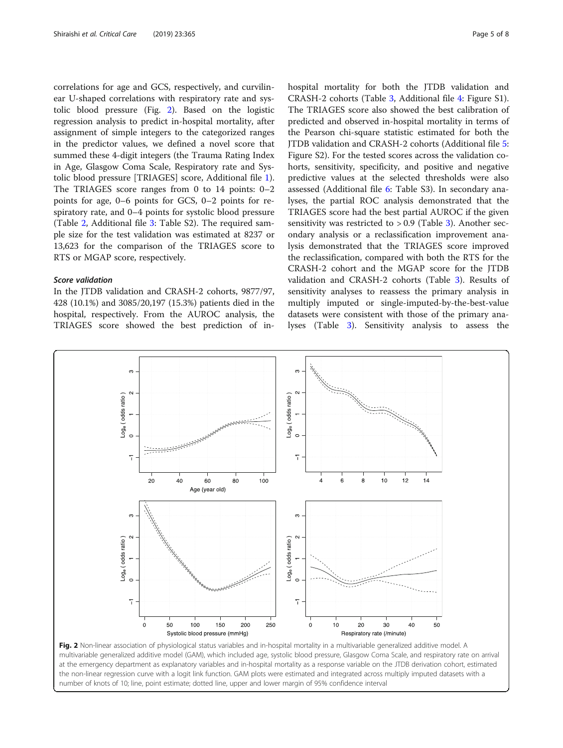correlations for age and GCS, respectively, and curvilinear U-shaped correlations with respiratory rate and systolic blood pressure (Fig. 2). Based on the logistic regression analysis to predict in-hospital mortality, after assignment of simple integers to the categorized ranges in the predictor values, we defined a novel score that summed these 4-digit integers (the Trauma Rating Index in Age, Glasgow Coma Scale, Respiratory rate and Systolic blood pressure [TRIAGES] score, Additional file 1). The TRIAGES score ranges from 0 to 14 points: 0–2 points for age, 0–6 points for GCS, 0–2 points for respiratory rate, and 0–4 points for systolic blood pressure (Table 2, Additional file 3: Table S2). The required sample size for the test validation was estimated at 8237 or 13,623 for the comparison of the TRIAGES score to RTS or MGAP score, respectively.

### *Score validation*

In the JTDB validation and CRASH-2 cohorts, 9877/97,428 (10.1%) and 3085/20,197 (15.3%) patients died in the hospital, respectively. From the AUROC analysis, the TRIAGES score showed the best prediction of in-hospital mortality for both the JTDB validation and CRASH-2 cohorts (Table 3, Additional file 4: Figure S1). The TRIAGES score also showed the best calibration of predicted and observed in-hospital mortality in terms of the Pearson chi-square statistic estimated for both the JTDB validation and CRASH-2 cohorts (Additional file 5: Figure S2). For the tested scores across the validation cohorts, sensitivity, specificity, and positive and negative predictive values at the selected thresholds were also assessed (Additional file 6: Table S3). In secondary analyses, the partial ROC analysis demonstrated that the TRIAGES score had the best partial AUROC if the given sensitivity was restricted to > 0.9 (Table 3). Another secondary analysis or a reclassification improvement analysis demonstrated that the TRIAGES score improved the reclassification, compared with both the RTS for the CRASH-2 cohort and the MGAP score for the JTDB validation and CRASH-2 cohorts (Table 3). Results of sensitivity analyses to reassess the primary analysis in multiply imputed or single-imputed-by-the-best-value datasets were consistent with those of the primary analyses (Table 3). Sensitivity analysis to assess the

**Fig. 2** Non-linear association of physiological status variables and in-hospital mortality in a multivariable generalized additive model. A multivariable generalized additive model (GAM), which included age, systolic blood pressure, Glasgow Coma Scale, and respiratory rate on arrival at the emergency department as explanatory variables and in-hospital mortality as a response variable on the JTDB derivation cohort, estimated the non-linear regression curve with a logit link function. GAM plots were estimated and integrated across multiply imputed datasets with a number of knots of 10; line, point estimate; dotted line, upper and lower margin of 95% confidence interval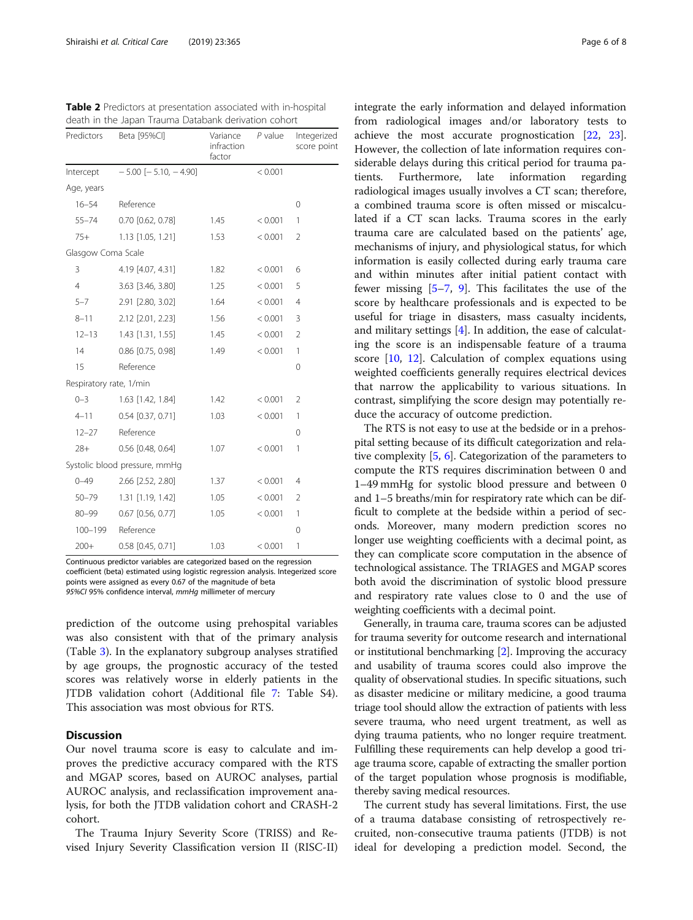**Table 2** Predictors at presentation associated with in-hospital death in the Japan Trauma Databank derivation cohort

| Predictors | Beta [95%CI] | Variance infraction factor | *P* value | Integerized score point |
|---|---|---|---|---|
| Intercept | − 5.00 [− 5.10, − 4.90] | | < 0.001 | |
| Age, years | | | | |
| 16–54 | Reference | | | 0 |
| 55–74 | 0.70 [0.62, 0.78] | 1.45 | < 0.001 | 1 |
| 75+ | 1.13 [1.05, 1.21] | 1.53 | < 0.001 | 2 |
| Glasgow Coma Scale | | | | |
| 3 | 4.19 [4.07, 4.31] | 1.82 | < 0.001 | 6 |
| 4 | 3.63 [3.46, 3.80] | 1.25 | < 0.001 | 5 |
| 5–7 | 2.91 [2.80, 3.02] | 1.64 | < 0.001 | 4 |
| 8–11 | 2.12 [2.01, 2.23] | 1.56 | < 0.001 | 3 |
| 12–13 | 1.43 [1.31, 1.55] | 1.45 | < 0.001 | 2 |
| 14 | 0.86 [0.75, 0.98] | 1.49 | < 0.001 | 1 |
| 15 | Reference | | | 0 |
| Respiratory rate, 1/min | | | | |
| 0–3 | 1.63 [1.42, 1.84] | 1.42 | < 0.001 | 2 |
| 4–11 | 0.54 [0.37, 0.71] | 1.03 | < 0.001 | 1 |
| 12–27 | Reference | | | 0 |
| 28+ | 0.56 [0.48, 0.64] | 1.07 | < 0.001 | 1 |
| Systolic blood pressure, mmHg | | | | |
| 0–49 | 2.66 [2.52, 2.80] | 1.37 | < 0.001 | 4 |
| 50–79 | 1.31 [1.19, 1.42] | 1.05 | < 0.001 | 2 |
| 80–99 | 0.67 [0.56, 0.77] | 1.05 | < 0.001 | 1 |
| 100–199 | Reference | | | 0 |
| 200+ | 0.58 [0.45, 0.71] | 1.03 | < 0.001 | 1 |

Continuous predictor variables are categorized based on the regression coefficient (beta) estimated using logistic regression analysis. Integerized score points were assigned as every 0.67 of the magnitude of beta
*95%CI* 95% confidence interval, *mmHg* millimeter of mercury

prediction of the outcome using prehospital variables was also consistent with that of the primary analysis (Table 3). In the explanatory subgroup analyses stratified by age groups, the prognostic accuracy of the tested scores was relatively worse in elderly patients in the JTDB validation cohort (Additional file 7: Table S4). This association was most obvious for RTS.

## Discussion

Our novel trauma score is easy to calculate and improves the predictive accuracy compared with the RTS and MGAP scores, based on AUROC analyses, partial AUROC analysis, and reclassification improvement analysis, for both the JTDB validation cohort and CRASH-2 cohort.

The Trauma Injury Severity Score (TRISS) and Revised Injury Severity Classification version II (RISC-II) integrate the early information and delayed information from radiological images and/or laboratory tests to achieve the most accurate prognostication [22, 23]. However, the collection of late information requires considerable delays during this critical period for trauma patients. Furthermore, late information regarding radiological images usually involves a CT scan; therefore, a combined trauma score is often missed or miscalculated if a CT scan lacks. Trauma scores in the early trauma care are calculated based on the patients' age, mechanisms of injury, and physiological status, for which information is easily collected during early trauma care and within minutes after initial patient contact with fewer missing [5–7, 9]. This facilitates the use of the score by healthcare professionals and is expected to be useful for triage in disasters, mass casualty incidents, and military settings [4]. In addition, the ease of calculating the score is an indispensable feature of a trauma score [10, 12]. Calculation of complex equations using weighted coefficients generally requires electrical devices that narrow the applicability to various situations. In contrast, simplifying the score design may potentially reduce the accuracy of outcome prediction.

The RTS is not easy to use at the bedside or in a prehospital setting because of its difficult categorization and relative complexity [5, 6]. Categorization of the parameters to compute the RTS requires discrimination between 0 and 1–49 mmHg for systolic blood pressure and between 0 and 1–5 breaths/min for respiratory rate which can be difficult to complete at the bedside within a period of seconds. Moreover, many modern prediction scores no longer use weighting coefficients with a decimal point, as they can complicate score computation in the absence of technological assistance. The TRIAGES and MGAP scores both avoid the discrimination of systolic blood pressure and respiratory rate values close to 0 and the use of weighting coefficients with a decimal point.

Generally, in trauma care, trauma scores can be adjusted for trauma severity for outcome research and international or institutional benchmarking [2]. Improving the accuracy and usability of trauma scores could also improve the quality of observational studies. In specific situations, such as disaster medicine or military medicine, a good trauma triage tool should allow the extraction of patients with less severe trauma, who need urgent treatment, as well as dying trauma patients, who no longer require treatment. Fulfilling these requirements can help develop a good triage trauma score, capable of extracting the smaller portion of the target population whose prognosis is modifiable, thereby saving medical resources.

The current study has several limitations. First, the use of a trauma database consisting of retrospectively recruited, non-consecutive trauma patients (JTDB) is not ideal for developing a prediction model. Second, the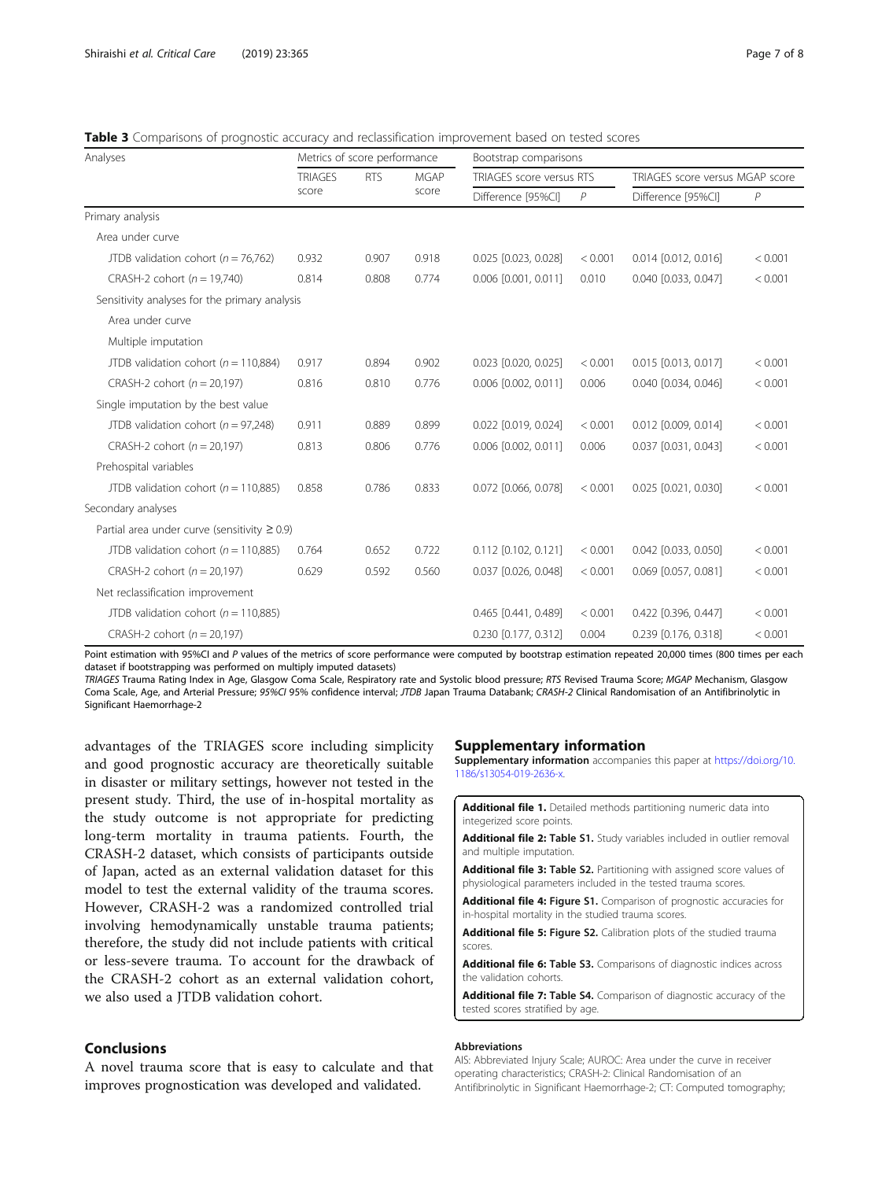**Table 3** Comparisons of prognostic accuracy and reclassification improvement based on tested scores

| Analyses | Metrics of score performance | | | Bootstrap comparisons | | | |
|---|---|---|---|---|---|---|---|
| | TRIAGES score | RTS | MGAP score | TRIAGES score versus RTS | | TRIAGES score versus MGAP score | |
| | | | | Difference [95%CI] | *P* | Difference [95%CI] | *P* |
| Primary analysis | | | | | | | |
| Area under curve | | | | | | | |
| JTDB validation cohort (*n* = 76,762) | 0.932 | 0.907 | 0.918 | 0.025 [0.023, 0.028] | < 0.001 | 0.014 [0.012, 0.016] | < 0.001 |
| CRASH-2 cohort (*n* = 19,740) | 0.814 | 0.808 | 0.774 | 0.006 [0.001, 0.011] | 0.010 | 0.040 [0.033, 0.047] | < 0.001 |
| Sensitivity analyses for the primary analysis | | | | | | | |
| Area under curve | | | | | | | |
| Multiple imputation | | | | | | | |
| JTDB validation cohort (*n* = 110,884) | 0.917 | 0.894 | 0.902 | 0.023 [0.020, 0.025] | < 0.001 | 0.015 [0.013, 0.017] | < 0.001 |
| CRASH-2 cohort (*n* = 20,197) | 0.816 | 0.810 | 0.776 | 0.006 [0.002, 0.011] | 0.006 | 0.040 [0.034, 0.046] | < 0.001 |
| Single imputation by the best value | | | | | | | |
| JTDB validation cohort (*n* = 97,248) | 0.911 | 0.889 | 0.899 | 0.022 [0.019, 0.024] | < 0.001 | 0.012 [0.009, 0.014] | < 0.001 |
| CRASH-2 cohort (*n* = 20,197) | 0.813 | 0.806 | 0.776 | 0.006 [0.002, 0.011] | 0.006 | 0.037 [0.031, 0.043] | < 0.001 |
| Prehospital variables | | | | | | | |
| JTDB validation cohort (*n* = 110,885) | 0.858 | 0.786 | 0.833 | 0.072 [0.066, 0.078] | < 0.001 | 0.025 [0.021, 0.030] | < 0.001 |
| Secondary analyses | | | | | | | |
| Partial area under curve (sensitivity ≥ 0.9) | | | | | | | |
| JTDB validation cohort (*n* = 110,885) | 0.764 | 0.652 | 0.722 | 0.112 [0.102, 0.121] | < 0.001 | 0.042 [0.033, 0.050] | < 0.001 |
| CRASH-2 cohort (*n* = 20,197) | 0.629 | 0.592 | 0.560 | 0.037 [0.026, 0.048] | < 0.001 | 0.069 [0.057, 0.081] | < 0.001 |
| Net reclassification improvement | | | | | | | |
| JTDB validation cohort (*n* = 110,885) | | | | 0.465 [0.441, 0.489] | < 0.001 | 0.422 [0.396, 0.447] | < 0.001 |
| CRASH-2 cohort (*n* = 20,197) | | | | 0.230 [0.177, 0.312] | 0.004 | 0.239 [0.176, 0.318] | < 0.001 |

Point estimation with 95%CI and *P* values of the metrics of score performance were computed by bootstrap estimation repeated 20,000 times (800 times per each dataset if bootstrapping was performed on multiply imputed datasets)

*TRIAGES* Trauma Rating Index in Age, Glasgow Coma Scale, Respiratory rate and Systolic blood pressure; *RTS* Revised Trauma Score; *MGAP* Mechanism, Glasgow Coma Scale, Age, and Arterial Pressure; *95%CI* 95% confidence interval; *JTDB* Japan Trauma Databank; *CRASH-2* Clinical Randomisation of an Antifibrinolytic in Significant Haemorrhage-2

advantages of the TRIAGES score including simplicity and good prognostic accuracy are theoretically suitable in disaster or military settings, however not tested in the present study. Third, the use of in-hospital mortality as the study outcome is not appropriate for predicting long-term mortality in trauma patients. Fourth, the CRASH-2 dataset, which consists of participants outside of Japan, acted as an external validation dataset for this model to test the external validity of the trauma scores. However, CRASH-2 was a randomized controlled trial involving hemodynamically unstable trauma patients; therefore, the study did not include patients with critical or less-severe trauma. To account for the drawback of the CRASH-2 cohort as an external validation cohort, we also used a JTDB validation cohort.

## Conclusions

A novel trauma score that is easy to calculate and that improves prognostication was developed and validated.

## Supplementary information

**Supplementary information** accompanies this paper at https://doi.org/10.1186/s13054-019-2636-x.

**Additional file 1.** Detailed methods partitioning numeric data into integerized score points.

**Additional file 2: Table S1.** Study variables included in outlier removal and multiple imputation.

**Additional file 3: Table S2.** Partitioning with assigned score values of physiological parameters included in the tested trauma scores.

**Additional file 4: Figure S1.** Comparison of prognostic accuracies for in-hospital mortality in the studied trauma scores.

**Additional file 5: Figure S2.** Calibration plots of the studied trauma scores.

**Additional file 6: Table S3.** Comparisons of diagnostic indices across the validation cohorts.

**Additional file 7: Table S4.** Comparison of diagnostic accuracy of the tested scores stratified by age.

#### Abbreviations

AIS: Abbreviated Injury Scale; AUROC: Area under the curve in receiver operating characteristics; CRASH-2: Clinical Randomisation of an Antifibrinolytic in Significant Haemorrhage-2; CT: Computed tomography;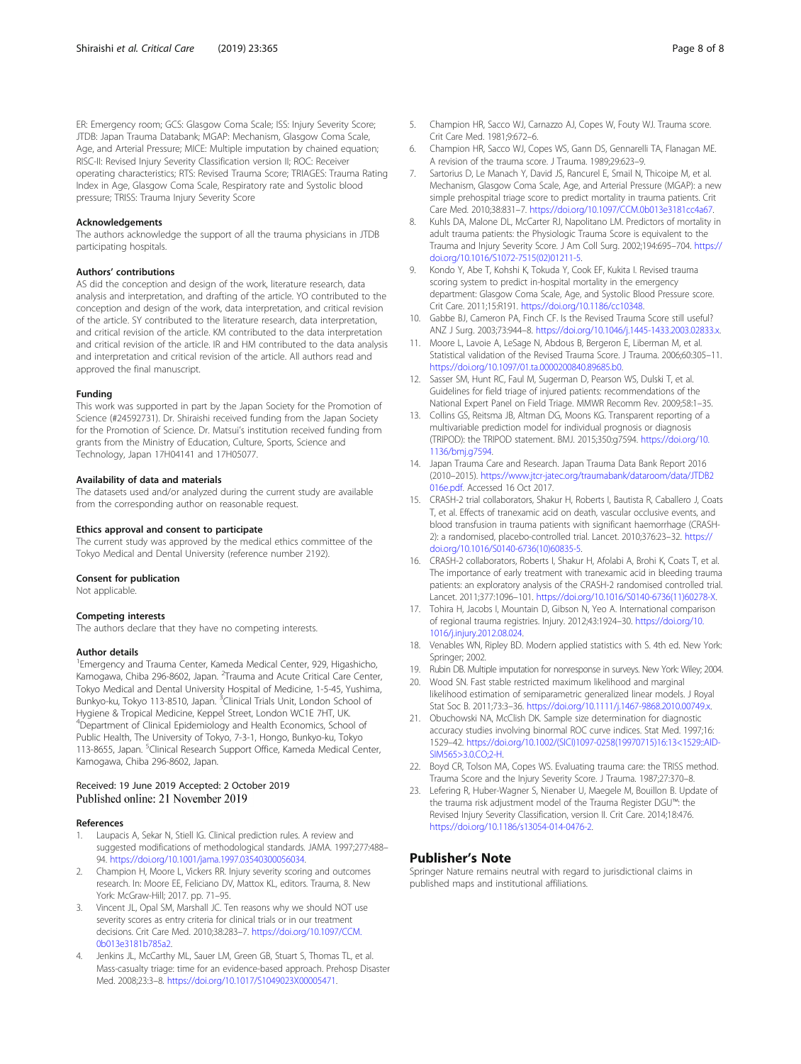ER: Emergency room; GCS: Glasgow Coma Scale; ISS: Injury Severity Score; JTDB: Japan Trauma Databank; MGAP: Mechanism, Glasgow Coma Scale, Age, and Arterial Pressure; MICE: Multiple imputation by chained equation; RISC-II: Revised Injury Severity Classification version II; ROC: Receiver operating characteristics; RTS: Revised Trauma Score; TRIAGES: Trauma Rating Index in Age, Glasgow Coma Scale, Respiratory rate and Systolic blood pressure; TRISS: Trauma Injury Severity Score

### Acknowledgements

The authors acknowledge the support of all the trauma physicians in JTDB participating hospitals.

### Authors' contributions

AS did the conception and design of the work, literature research, data analysis and interpretation, and drafting of the article. YO contributed to the conception and design of the work, data interpretation, and critical revision of the article. SY contributed to the literature research, data interpretation, and critical revision of the article. KM contributed to the data interpretation and critical revision of the article. IR and HM contributed to the data analysis and interpretation and critical revision of the article. All authors read and approved the final manuscript.

### Funding

This work was supported in part by the Japan Society for the Promotion of Science (#24592731). Dr. Shiraishi received funding from the Japan Society for the Promotion of Science. Dr. Matsui's institution received funding from grants from the Ministry of Education, Culture, Sports, Science and Technology, Japan 17H04141 and 17H05077.

### Availability of data and materials

The datasets used and/or analyzed during the current study are available from the corresponding author on reasonable request.

### Ethics approval and consent to participate

The current study was approved by the medical ethics committee of the Tokyo Medical and Dental University (reference number 2192).

### Consent for publication

Not applicable.

### Competing interests

The authors declare that they have no competing interests.

### Author details

[1]Emergency and Trauma Center, Kameda Medical Center, 929, Higashicho, Kamogawa, Chiba 296-8602, Japan. [2]Trauma and Acute Critical Care Center, Tokyo Medical and Dental University Hospital of Medicine, 1-5-45, Yushima, Bunkyo-ku, Tokyo 113-8510, Japan. [3]Clinical Trials Unit, London School of Hygiene & Tropical Medicine, Keppel Street, London WC1E 7HT, UK. [4]Department of Clinical Epidemiology and Health Economics, School of Public Health, The University of Tokyo, 7-3-1, Hongo, Bunkyo-ku, Tokyo 113-8655, Japan. [5]Clinical Research Support Office, Kameda Medical Center, Kamogawa, Chiba 296-8602, Japan.

Received: 19 June 2019 Accepted: 2 October 2019
Published online: 21 November 2019

### References

1. Laupacis A, Sekar N, Stiell IG. Clinical prediction rules. A review and suggested modifications of methodological standards. JAMA. 1997;277:488–94. https://doi.org/10.1001/jama.1997.03540300056034.
2. Champion H, Moore L, Vickers RR. Injury severity scoring and outcomes research. In: Moore EE, Feliciano DV, Mattox KL, editors. Trauma, 8. New York: McGraw-Hill; 2017. pp. 71–95.
3. Vincent JL, Opal SM, Marshall JC. Ten reasons why we should NOT use severity scores as entry criteria for clinical trials or in our treatment decisions. Crit Care Med. 2010;38:283–7. https://doi.org/10.1097/CCM.0b013e3181b785a2.
4. Jenkins JL, McCarthy ML, Sauer LM, Green GB, Stuart S, Thomas TL, et al. Mass-casualty triage: time for an evidence-based approach. Prehosp Disaster Med. 2008;23:3–8. https://doi.org/10.1017/S1049023X00005471.
5. Champion HR, Sacco WJ, Carnazzo AJ, Copes W, Fouty WJ. Trauma score. Crit Care Med. 1981;9:672–6.
6. Champion HR, Sacco WJ, Copes WS, Gann DS, Gennarelli TA, Flanagan ME. A revision of the trauma score. J Trauma. 1989;29:623–9.
7. Sartorius D, Le Manach Y, David JS, Rancurel E, Smail N, Thicoipe M, et al. Mechanism, Glasgow Coma Scale, Age, and Arterial Pressure (MGAP): a new simple prehospital triage score to predict mortality in trauma patients. Crit Care Med. 2010;38:831–7. https://doi.org/10.1097/CCM.0b013e3181cc4a67.
8. Kuhls DA, Malone DL, McCarter RJ, Napolitano LM. Predictors of mortality in adult trauma patients: the Physiologic Trauma Score is equivalent to the Trauma and Injury Severity Score. J Am Coll Surg. 2002;194:695–704. https://doi.org/10.1016/S1072-7515(02)01211-5.
9. Kondo Y, Abe T, Kohshi K, Tokuda Y, Cook EF, Kukita I. Revised trauma scoring system to predict in-hospital mortality in the emergency department: Glasgow Coma Scale, Age, and Systolic Blood Pressure score. Crit Care. 2011;15:R191. https://doi.org/10.1186/cc10348.
10. Gabbe BJ, Cameron PA, Finch CF. Is the Revised Trauma Score still useful? ANZ J Surg. 2003;73:944–8. https://doi.org/10.1046/j.1445-1433.2003.02833.x.
11. Moore L, Lavoie A, LeSage N, Abdous B, Bergeron E, Liberman M, et al. Statistical validation of the Revised Trauma Score. J Trauma. 2006;60:305–11. https://doi.org/10.1097/01.ta.0000200840.89685.b0.
12. Sasser SM, Hunt RC, Faul M, Sugerman D, Pearson WS, Dulski T, et al. Guidelines for field triage of injured patients: recommendations of the National Expert Panel on Field Triage. MMWR Recomm Rev. 2009;58:1–35.
13. Collins GS, Reitsma JB, Altman DG, Moons KG. Transparent reporting of a multivariable prediction model for individual prognosis or diagnosis (TRIPOD): the TRIPOD statement. BMJ. 2015;350:g7594. https://doi.org/10.1136/bmj.g7594.
14. Japan Trauma Care and Research. Japan Trauma Data Bank Report 2016 (2010–2015). https://www.jtcr-jatec.org/traumabank/dataroom/data/JTDB2016e.pdf. Accessed 16 Oct 2017.
15. CRASH-2 trial collaborators, Shakur H, Roberts I, Bautista R, Caballero J, Coats T, et al. Effects of tranexamic acid on death, vascular occlusive events, and blood transfusion in trauma patients with significant haemorrhage (CRASH-2): a randomised, placebo-controlled trial. Lancet. 2010;376:23–32. https://doi.org/10.1016/S0140-6736(10)60835-5.
16. CRASH-2 collaborators, Roberts I, Shakur H, Afolabi A, Brohi K, Coats T, et al. The importance of early treatment with tranexamic acid in bleeding trauma patients: an exploratory analysis of the CRASH-2 randomised controlled trial. Lancet. 2011;377:1096–101. https://doi.org/10.1016/S0140-6736(11)60278-X.
17. Tohira H, Jacobs I, Mountain D, Gibson N, Yeo A. International comparison of regional trauma registries. Injury. 2012;43:1924–30. https://doi.org/10.1016/j.injury.2012.08.024.
18. Venables WN, Ripley BD. Modern applied statistics with S. 4th ed. New York: Springer; 2002.
19. Rubin DB. Multiple imputation for nonresponse in surveys. New York: Wiley; 2004.
20. Wood SN. Fast stable restricted maximum likelihood and marginal likelihood estimation of semiparametric generalized linear models. J Royal Stat Soc B. 2011;73:3–36. https://doi.org/10.1111/j.1467-9868.2010.00749.x.
21. Obuchowski NA, McClish DK. Sample size determination for diagnostic accuracy studies involving binormal ROC curve indices. Stat Med. 1997;16:1529–42. https://doi.org/10.1002/(SICI)1097-0258(19970715)16:13<1529::AID-SIM565>3.0.CO;2-H.
22. Boyd CR, Tolson MA, Copes WS. Evaluating trauma care: the TRISS method. Trauma Score and the Injury Severity Score. J Trauma. 1987;27:370–8.
23. Lefering R, Huber-Wagner S, Nienaber U, Maegele M, Bouillon B. Update of the trauma risk adjustment model of the Trauma Register DGU™: the Revised Injury Severity Classification, version II. Crit Care. 2014;18:476. https://doi.org/10.1186/s13054-014-0476-2.

## Publisher's Note

Springer Nature remains neutral with regard to jurisdictional claims in published maps and institutional affiliations.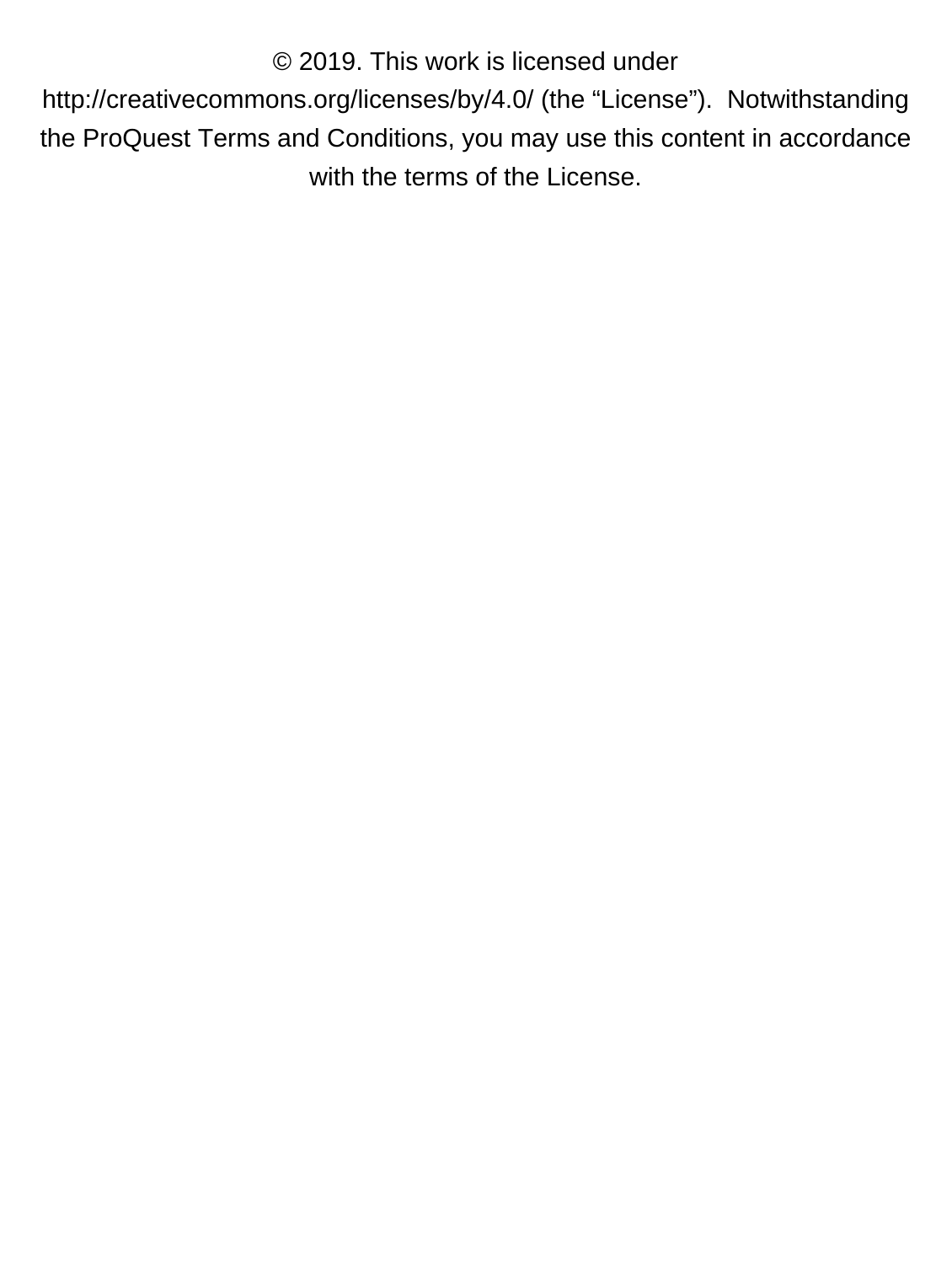© 2019. This work is licensed under http://creativecommons.org/licenses/by/4.0/ (the “License”). Notwithstanding the ProQuest Terms and Conditions, you may use this content in accordance with the terms of the License.